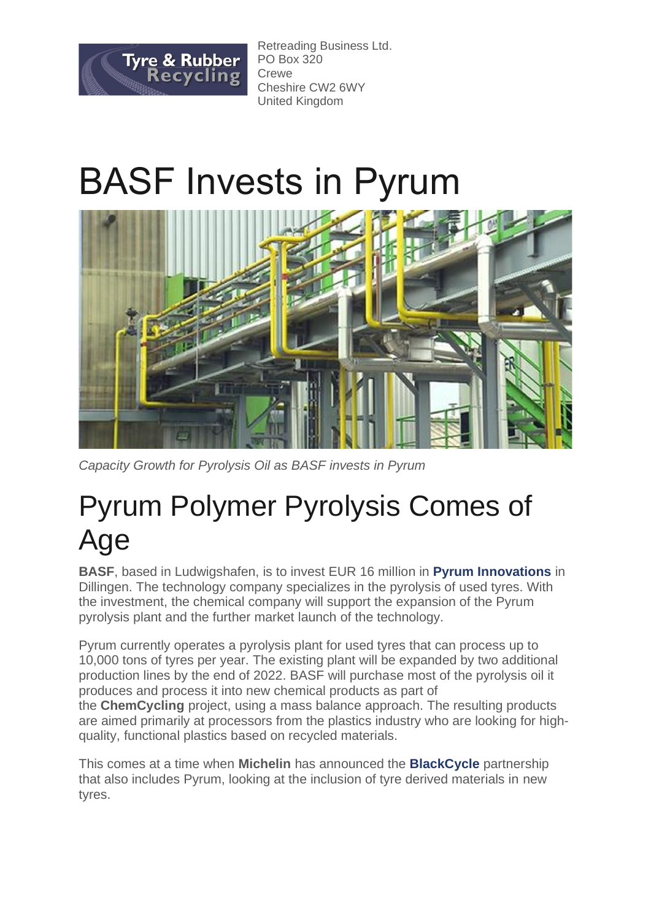Retreading Business Ltd.
PO Box 320
Crewe
Cheshire CW2 6WY
United Kingdom

# BASF Invests in Pyrum

*Capacity Growth for Pyrolysis Oil as BASF invests in Pyrum*

## Pyrum Polymer Pyrolysis Comes of Age

**BASF**, based in Ludwigshafen, is to invest EUR 16 million in **Pyrum Innovations** in Dillingen. The technology company specializes in the pyrolysis of used tyres. With the investment, the chemical company will support the expansion of the Pyrum pyrolysis plant and the further market launch of the technology.

Pyrum currently operates a pyrolysis plant for used tyres that can process up to 10,000 tons of tyres per year. The existing plant will be expanded by two additional production lines by the end of 2022. BASF will purchase most of the pyrolysis oil it produces and process it into new chemical products as part of the **ChemCycling** project, using a mass balance approach. The resulting products are aimed primarily at processors from the plastics industry who are looking for high-quality, functional plastics based on recycled materials.

This comes at a time when **Michelin** has announced the **BlackCycle** partnership that also includes Pyrum, looking at the inclusion of tyre derived materials in new tyres.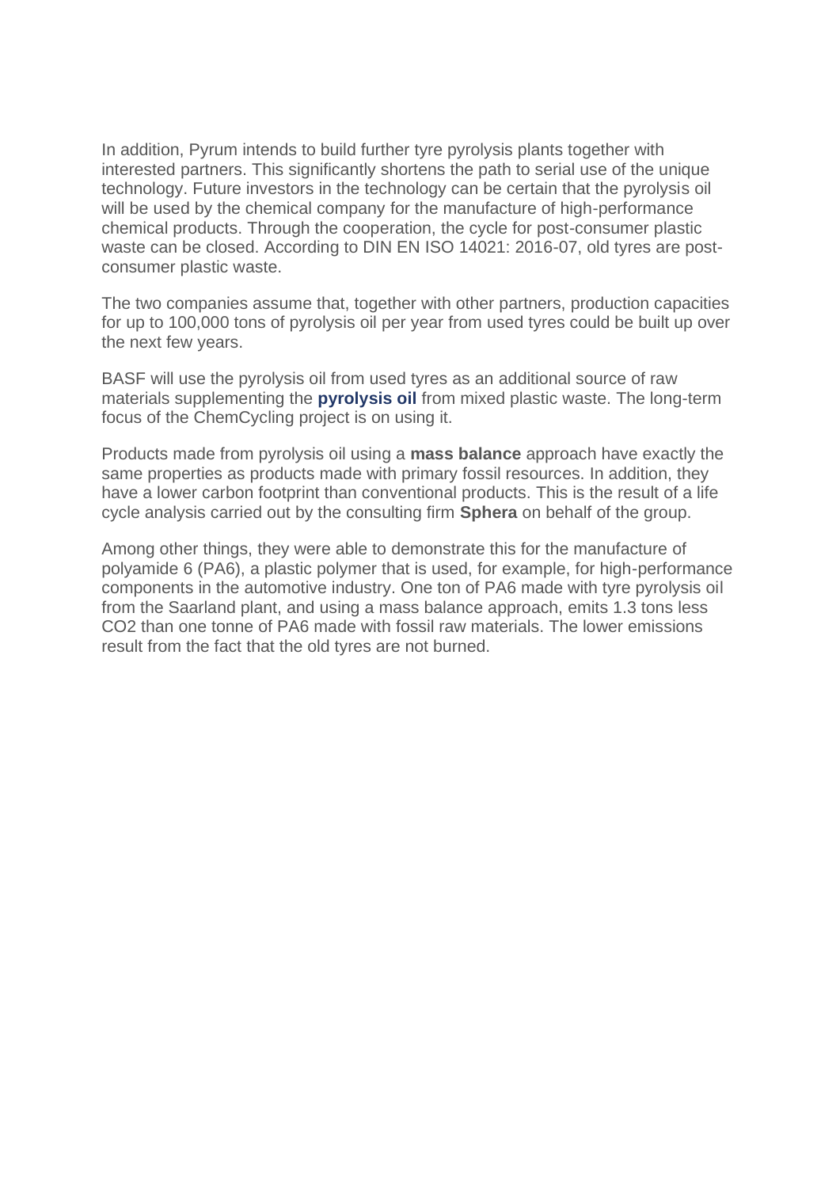In addition, Pyrum intends to build further tyre pyrolysis plants together with interested partners. This significantly shortens the path to serial use of the unique technology. Future investors in the technology can be certain that the pyrolysis oil will be used by the chemical company for the manufacture of high-performance chemical products. Through the cooperation, the cycle for post-consumer plastic waste can be closed. According to DIN EN ISO 14021: 2016-07, old tyres are post-consumer plastic waste.

The two companies assume that, together with other partners, production capacities for up to 100,000 tons of pyrolysis oil per year from used tyres could be built up over the next few years.

BASF will use the pyrolysis oil from used tyres as an additional source of raw materials supplementing the **pyrolysis oil** from mixed plastic waste. The long-term focus of the ChemCycling project is on using it.

Products made from pyrolysis oil using a **mass balance** approach have exactly the same properties as products made with primary fossil resources. In addition, they have a lower carbon footprint than conventional products. This is the result of a life cycle analysis carried out by the consulting firm **Sphera** on behalf of the group.

Among other things, they were able to demonstrate this for the manufacture of polyamide 6 (PA6), a plastic polymer that is used, for example, for high-performance components in the automotive industry. One ton of PA6 made with tyre pyrolysis oil from the Saarland plant, and using a mass balance approach, emits 1.3 tons less $CO_2$ than one tonne of PA6 made with fossil raw materials. The lower emissions result from the fact that the old tyres are not burned.